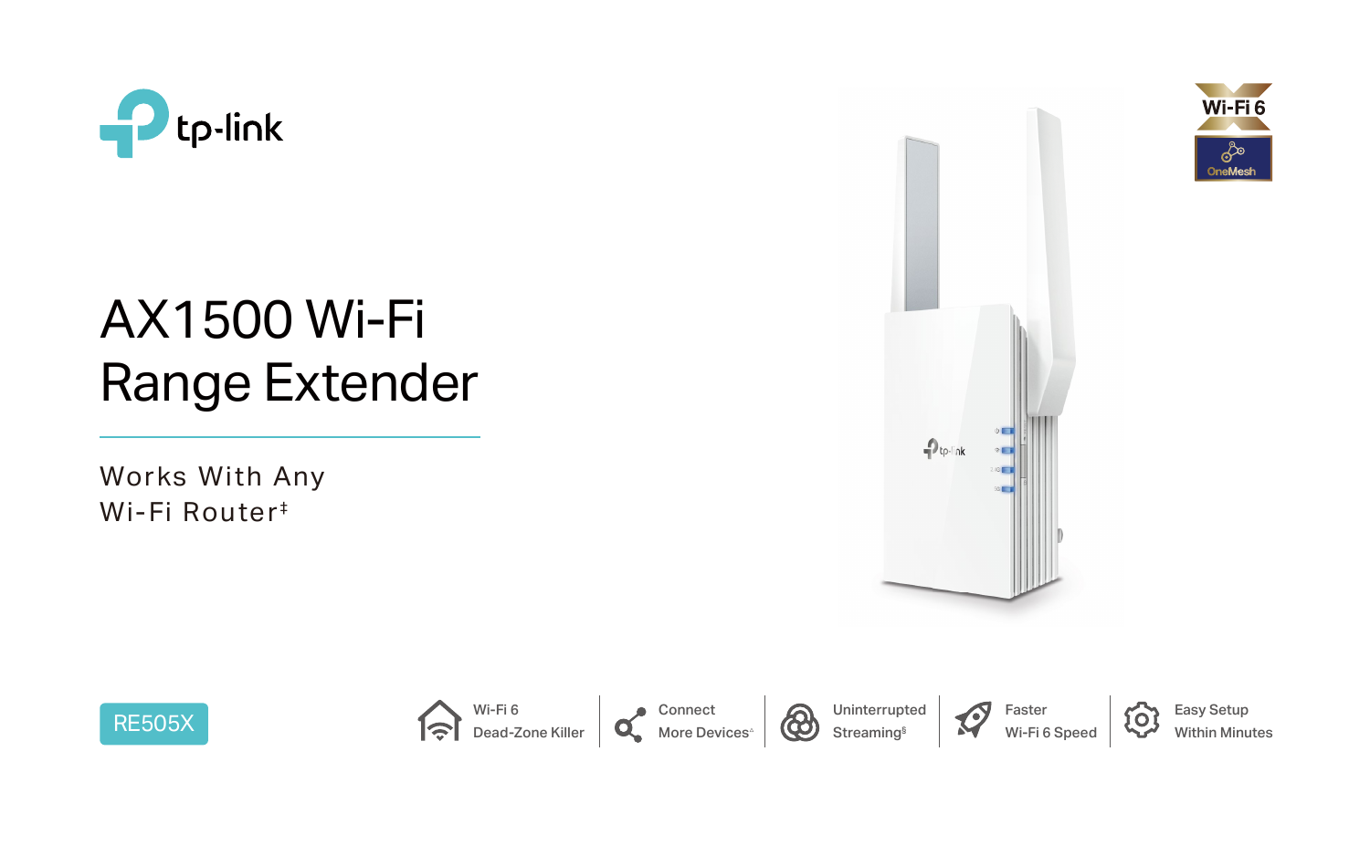tp-link

# AX1500 Wi-Fi Range Extender

Works With Any Wi-Fi Router‡

Wi-Fi 6

OneMesh

RE505X

- Wi-Fi 6 Dead-Zone Killer
- Connect More Devices^Δ^
- Uninterrupted Streaming§
- Faster Wi-Fi 6 Speed
- Easy Setup Within Minutes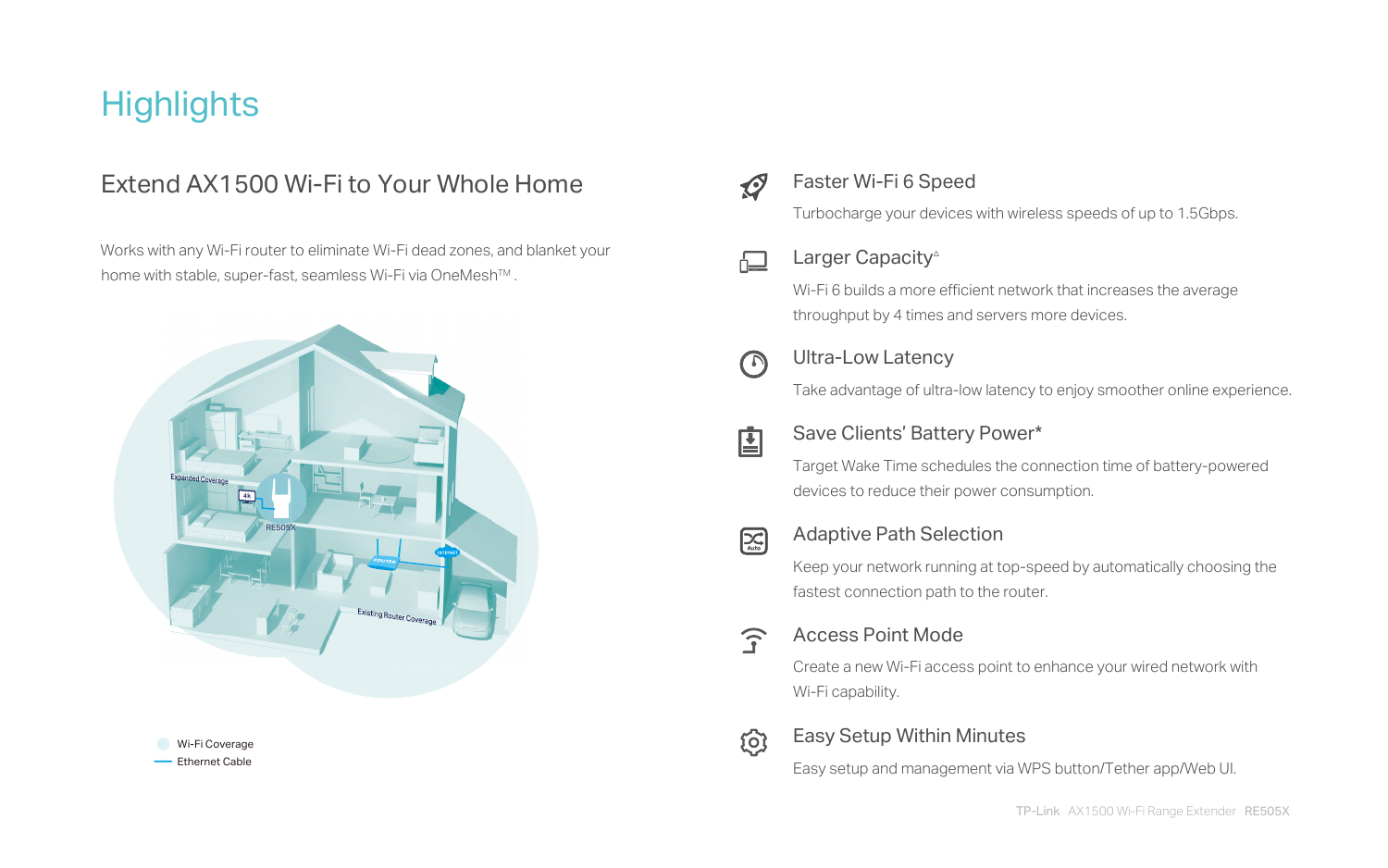# Highlights

## Extend AX1500 Wi-Fi to Your Whole Home

Works with any Wi-Fi router to eliminate Wi-Fi dead zones, and blanket your home with stable, super-fast, seamless Wi-Fi via OneMesh™ .

Wi-Fi Coverage
Ethernet Cable

### Faster Wi-Fi 6 Speed

Turbocharge your devices with wireless speeds of up to 1.5Gbps.

### Larger Capacity△

Wi-Fi 6 builds a more efficient network that increases the average throughput by 4 times and servers more devices.

### Ultra-Low Latency

Take advantage of ultra-low latency to enjoy smoother online experience.

### Save Clients' Battery Power*

Target Wake Time schedules the connection time of battery-powered devices to reduce their power consumption.

### Adaptive Path Selection

Keep your network running at top-speed by automatically choosing the fastest connection path to the router.

### Access Point Mode

Create a new Wi-Fi access point to enhance your wired network with Wi-Fi capability.

### Easy Setup Within Minutes

Easy setup and management via WPS button/Tether app/Web UI.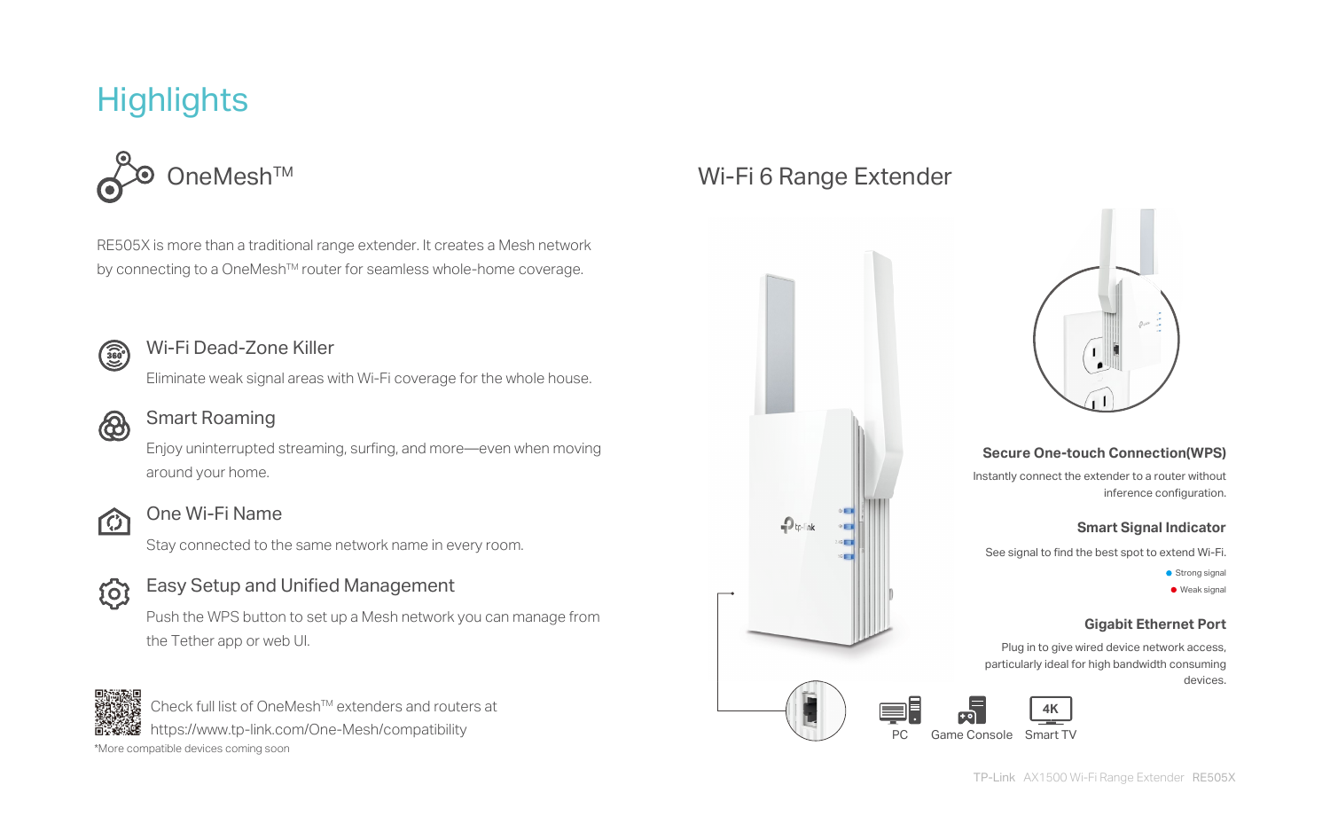# Highlights

## OneMesh™

RE505X is more than a traditional range extender. It creates a Mesh network by connecting to a OneMesh™ router for seamless whole-home coverage.

### Wi-Fi Dead-Zone Killer

Eliminate weak signal areas with Wi-Fi coverage for the whole house.

### Smart Roaming

Enjoy uninterrupted streaming, surfing, and more—even when moving around your home.

### One Wi-Fi Name

Stay connected to the same network name in every room.

### Easy Setup and Unified Management

Push the WPS button to set up a Mesh network you can manage from the Tether app or web UI.

Check full list of OneMesh™ extenders and routers at https://www.tp-link.com/One-Mesh/compatibility

*More compatible devices coming soon

## Wi-Fi 6 Range Extender

**Secure One-touch Connection(WPS)**

Instantly connect the extender to a router without inference configuration.

**Smart Signal Indicator**

See signal to find the best spot to extend Wi-Fi.

- Strong signal
- Weak signal

**Gigabit Ethernet Port**

Plug in to give wired device network access, particularly ideal for high bandwidth consuming devices.

PC Game Console Smart TV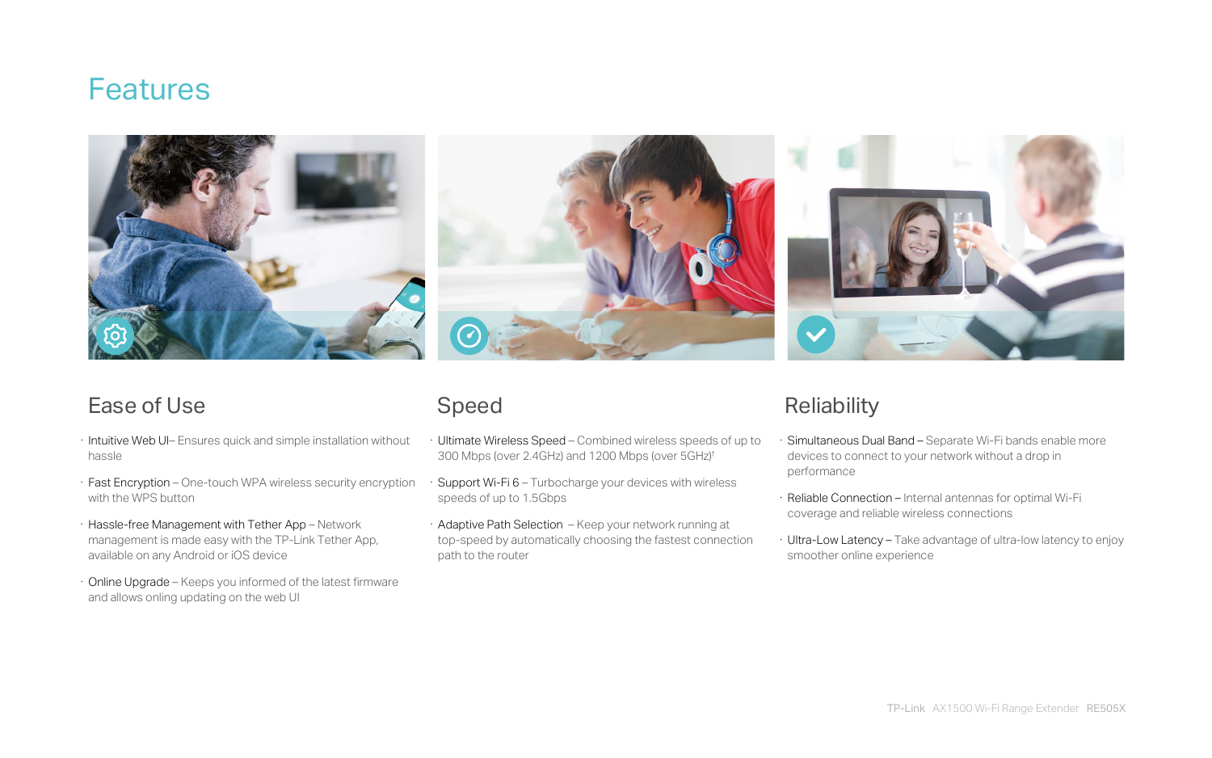# Features

## Ease of Use

- Intuitive Web UI– Ensures quick and simple installation without hassle
- Fast Encryption – One-touch WPA wireless security encryption with the WPS button
- Hassle-free Management with Tether App – Network management is made easy with the TP-Link Tether App, available on any Android or iOS device
- Online Upgrade – Keeps you informed of the latest firmware and allows onling updating on the web UI

## Speed

- Ultimate Wireless Speed – Combined wireless speeds of up to 300 Mbps (over 2.4GHz) and 1200 Mbps (over 5GHz)†
- Support Wi-Fi 6 – Turbocharge your devices with wireless speeds of up to 1.5Gbps
- Adaptive Path Selection – Keep your network running at top-speed by automatically choosing the fastest connection path to the router

## Reliability

- Simultaneous Dual Band – Separate Wi-Fi bands enable more devices to connect to your network without a drop in performance
- Reliable Connection – Internal antennas for optimal Wi-Fi coverage and reliable wireless connections
- Ultra-Low Latency – Take advantage of ultra-low latency to enjoy smoother online experience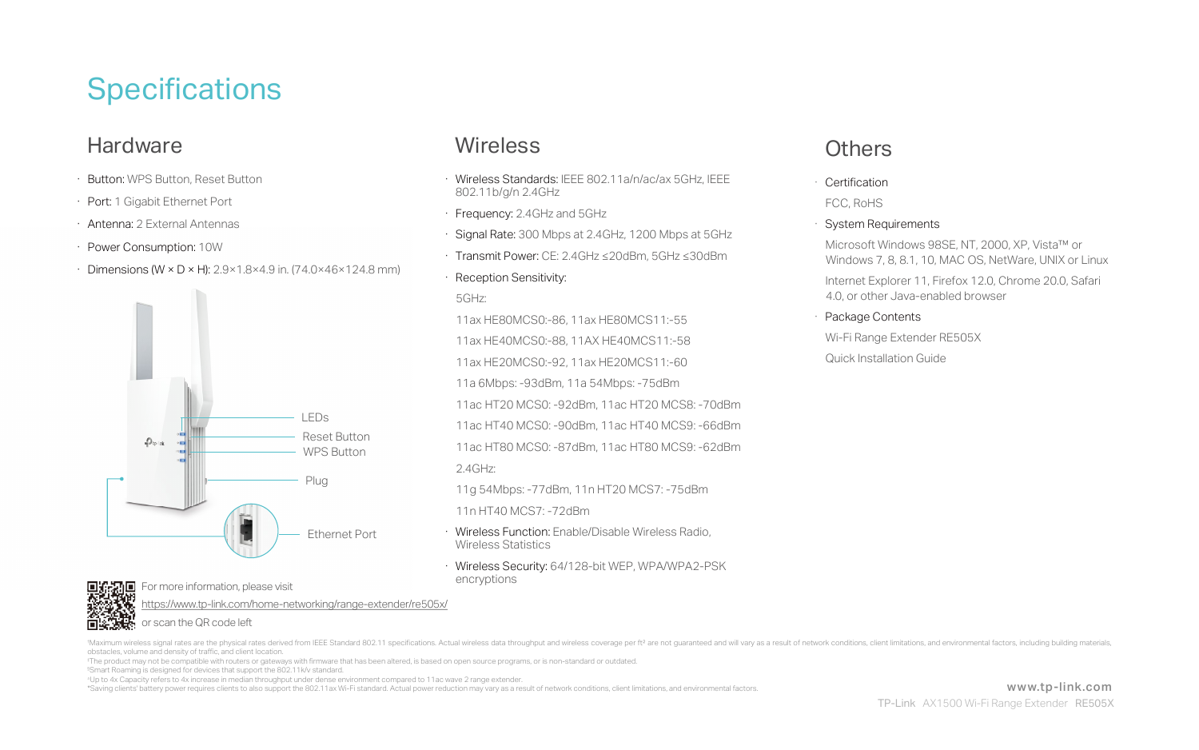# Specifications

## Hardware

- Button: WPS Button, Reset Button
- Port: 1 Gigabit Ethernet Port
- Antenna: 2 External Antennas
- Power Consumption: 10W
- Dimensions (W × D × H): 2.9×1.8×4.9 in. (74.0×46×124.8 mm)

LEDs
Reset Button
WPS Button
Plug
Ethernet Port

For more information, please visit
https://www.tp-link.com/home-networking/range-extender/re505x/
or scan the QR code left

## Wireless

- Wireless Standards: IEEE 802.11a/n/ac/ax 5GHz, IEEE 802.11b/g/n 2.4GHz
- Frequency: 2.4GHz and 5GHz
- Signal Rate: 300 Mbps at 2.4GHz, 1200 Mbps at 5GHz
- Transmit Power: CE: 2.4GHz ≤20dBm, 5GHz ≤30dBm
- Reception Sensitivity:

  5GHz:

  11ax HE80MCS0:-86, 11ax HE80MCS11:-55

  11ax HE40MCS0:-88, 11AX HE40MCS11:-58

  11ax HE20MCS0:-92, 11ax HE20MCS11:-60

  11a 6Mbps: -93dBm, 11a 54Mbps: -75dBm

  11ac HT20 MCS0: -92dBm, 11ac HT20 MCS8: -70dBm

  11ac HT40 MCS0: -90dBm, 11ac HT40 MCS9: -66dBm

  11ac HT80 MCS0: -87dBm, 11ac HT80 MCS9: -62dBm

  2.4GHz:

  11g 54Mbps: -77dBm, 11n HT20 MCS7: -75dBm

  11n HT40 MCS7: -72dBm
- Wireless Function: Enable/Disable Wireless Radio, Wireless Statistics
- Wireless Security: 64/128-bit WEP, WPA/WPA2-PSK encryptions

## Others

- Certification

  FCC, RoHS
- System Requirements

  Microsoft Windows 98SE, NT, 2000, XP, Vista™ or Windows 7, 8, 8.1, 10, MAC OS, NetWare, UNIX or Linux

  Internet Explorer 11, Firefox 12.0, Chrome 20.0, Safari 4.0, or other Java-enabled browser
- Package Contents

  Wi-Fi Range Extender RE505X

  Quick Installation Guide

[1]Maximum wireless signal rates are the physical rates derived from IEEE Standard 802.11 specifications. Actual wireless data throughput and wireless coverage per ft² are not guaranteed and will vary as a result of network conditions, client limitations, and environmental factors, including building materials, obstacles, volume and density of traffic, and client location.
[2]The product may not be compatible with routers or gateways with firmware that has been altered, is based on open source programs, or is non-standard or outdated.
[3]Smart Roaming is designed for devices that support the 802.11k/v standard.
[4]Up to 4x Capacity refers to 4x increase in median throughput under dense environment compared to 11ac wave 2 range extender.
[5]Saving clients' battery power requires clients to also support the 802.11ax Wi-Fi standard. Actual power reduction may vary as a result of network conditions, client limitations, and environmental factors.

www.tp-link.com

TP-Link AX1500 Wi-Fi Range Extender RE505X